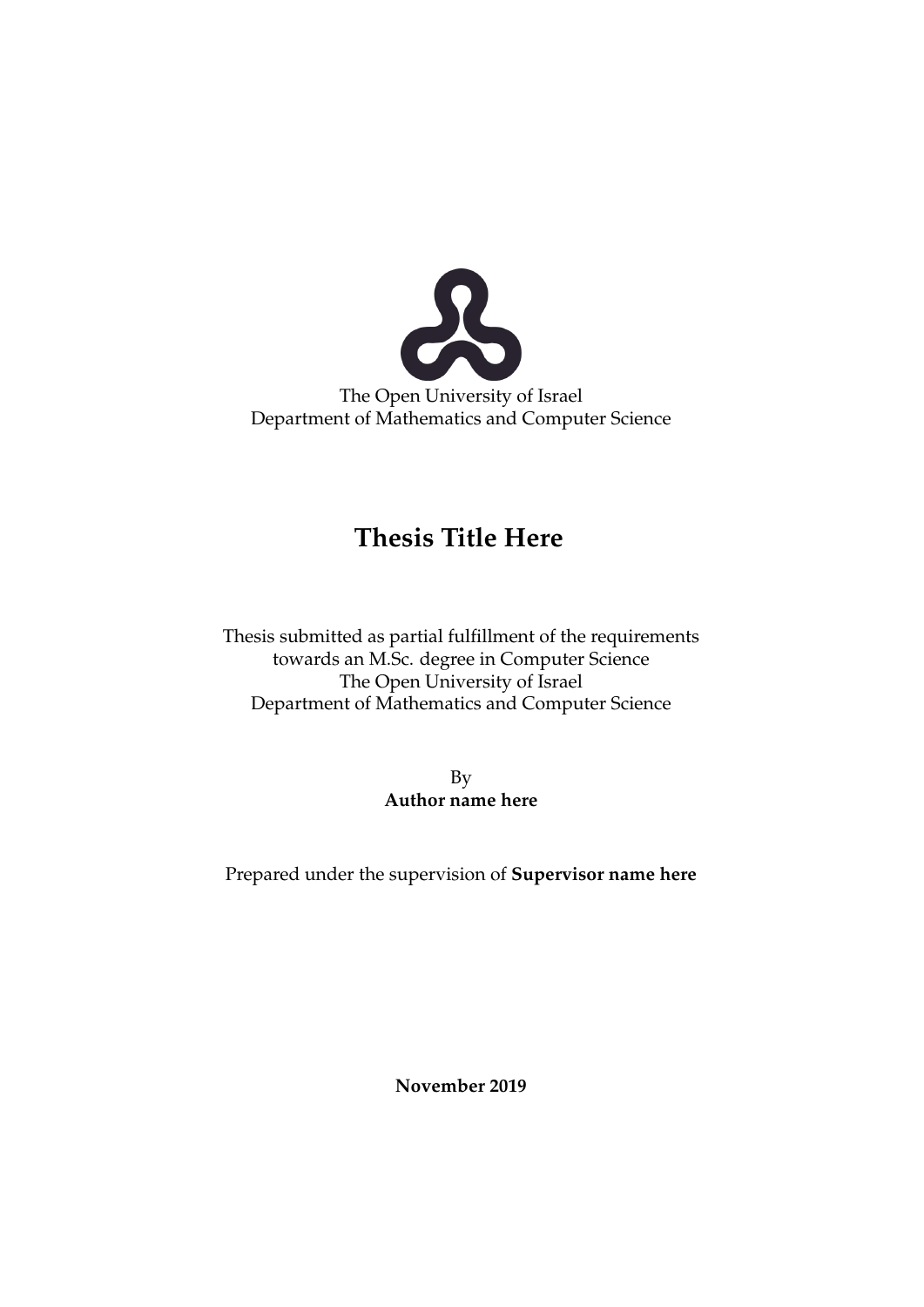The Open University of Israel
Department of Mathematics and Computer Science

# Thesis Title Here

Thesis submitted as partial fulfillment of the requirements
towards an M.Sc. degree in Computer Science
The Open University of Israel
Department of Mathematics and Computer Science

By
**Author name here**

Prepared under the supervision of **Supervisor name here**

**November 2019**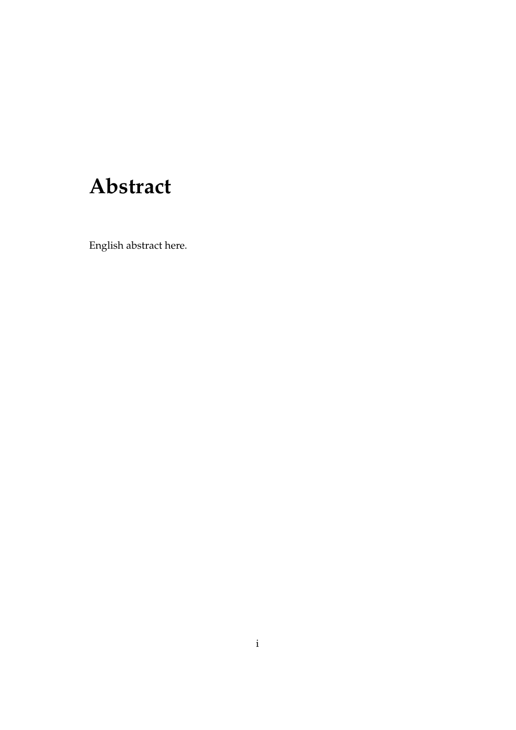# Abstract

English abstract here.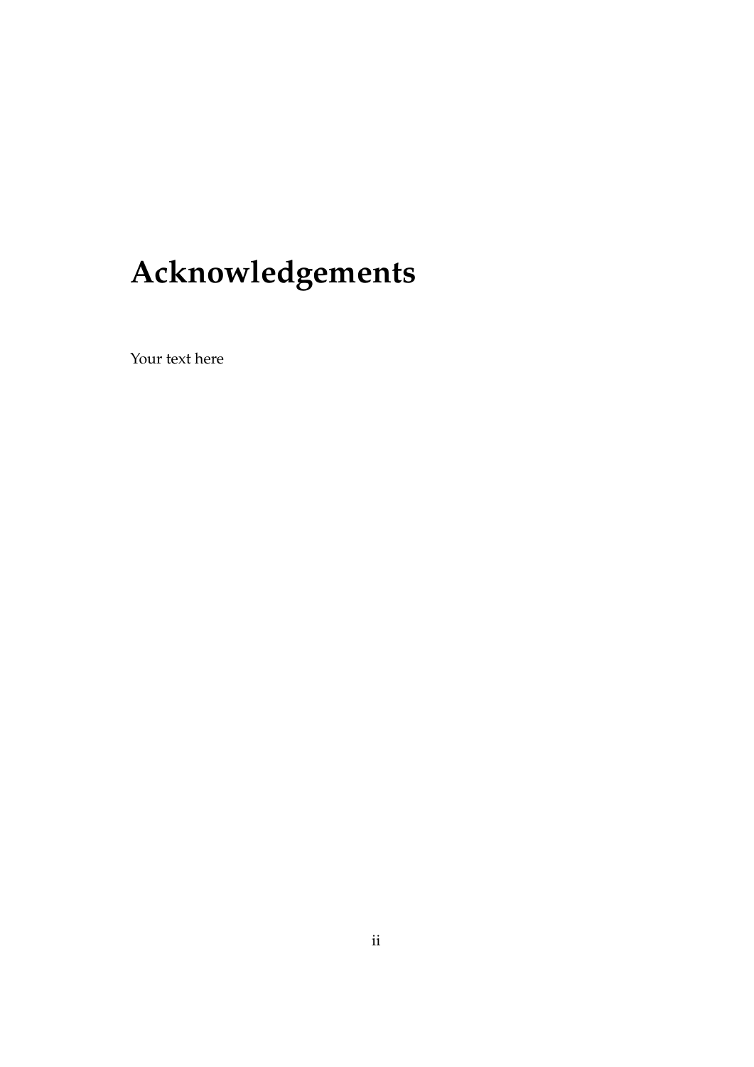# Acknowledgements

Your text here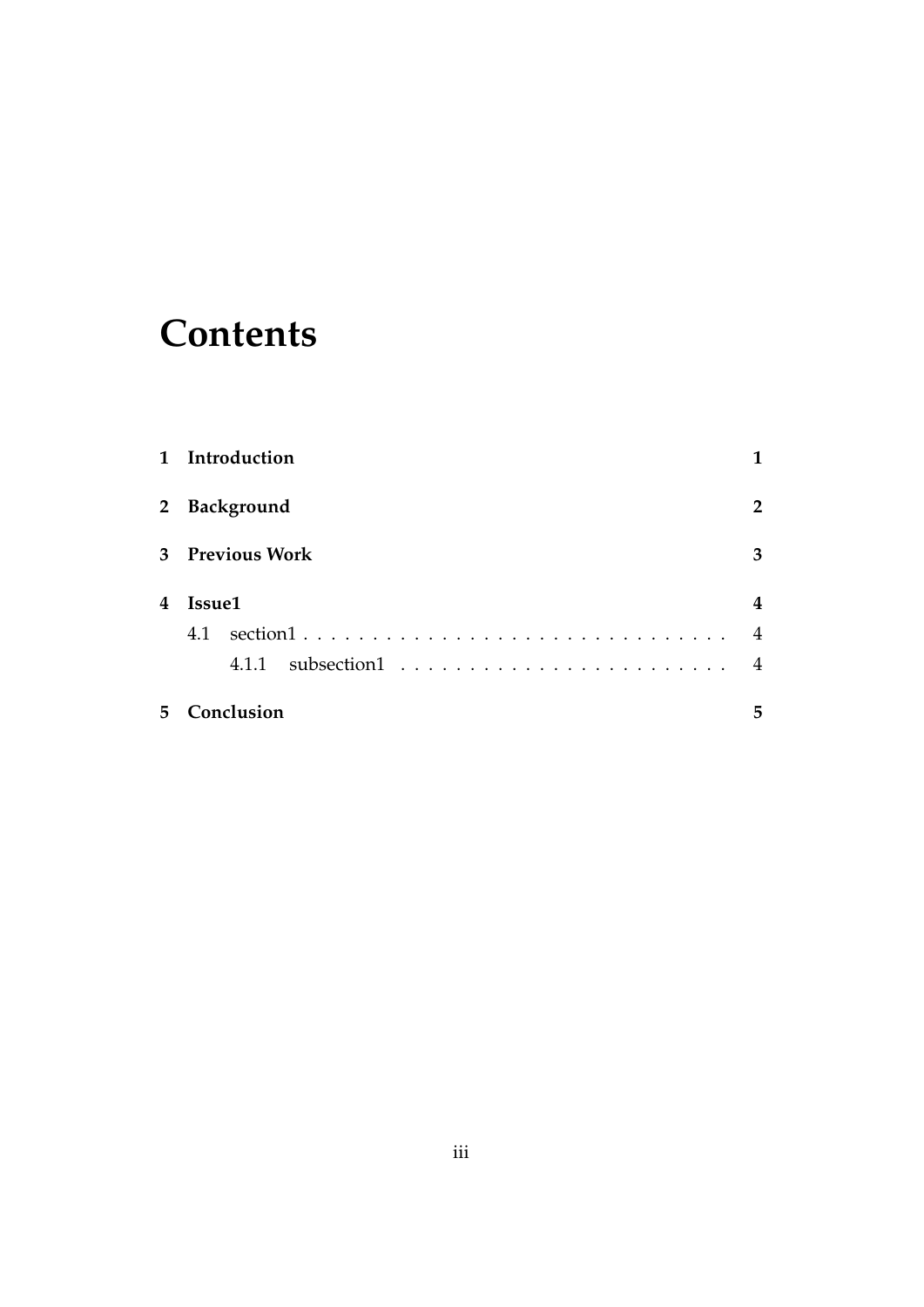# Contents

**1 Introduction** **1**

**2 Background** **2**

**3 Previous Work** **3**

**4 Issue1** **4**

4.1 section1 . . . . . . . . . . . . . . . . . . . . . . . . . . . . . . . 4

4.1.1 subsection1 . . . . . . . . . . . . . . . . . . . . . . . . 4

**5 Conclusion** **5**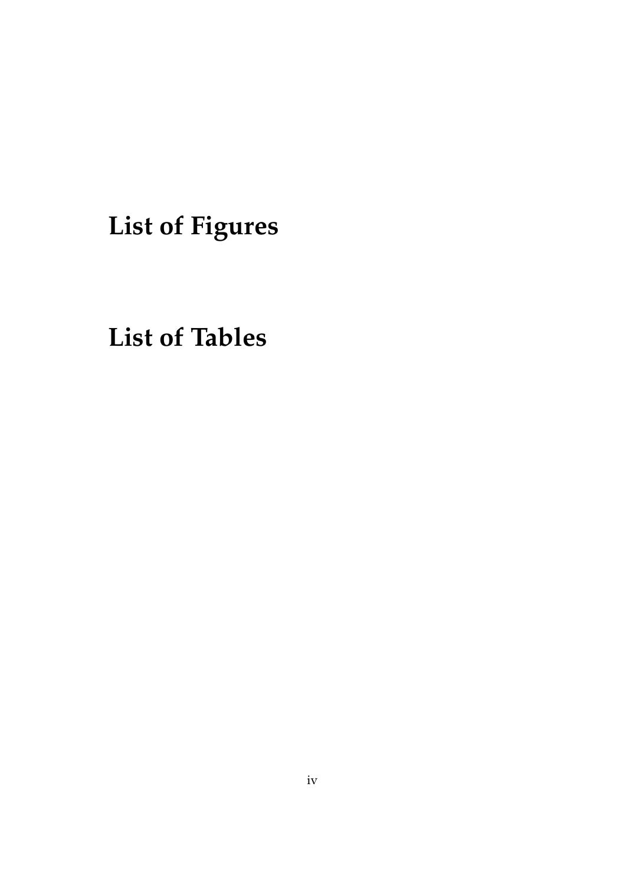# List of Figures

# List of Tables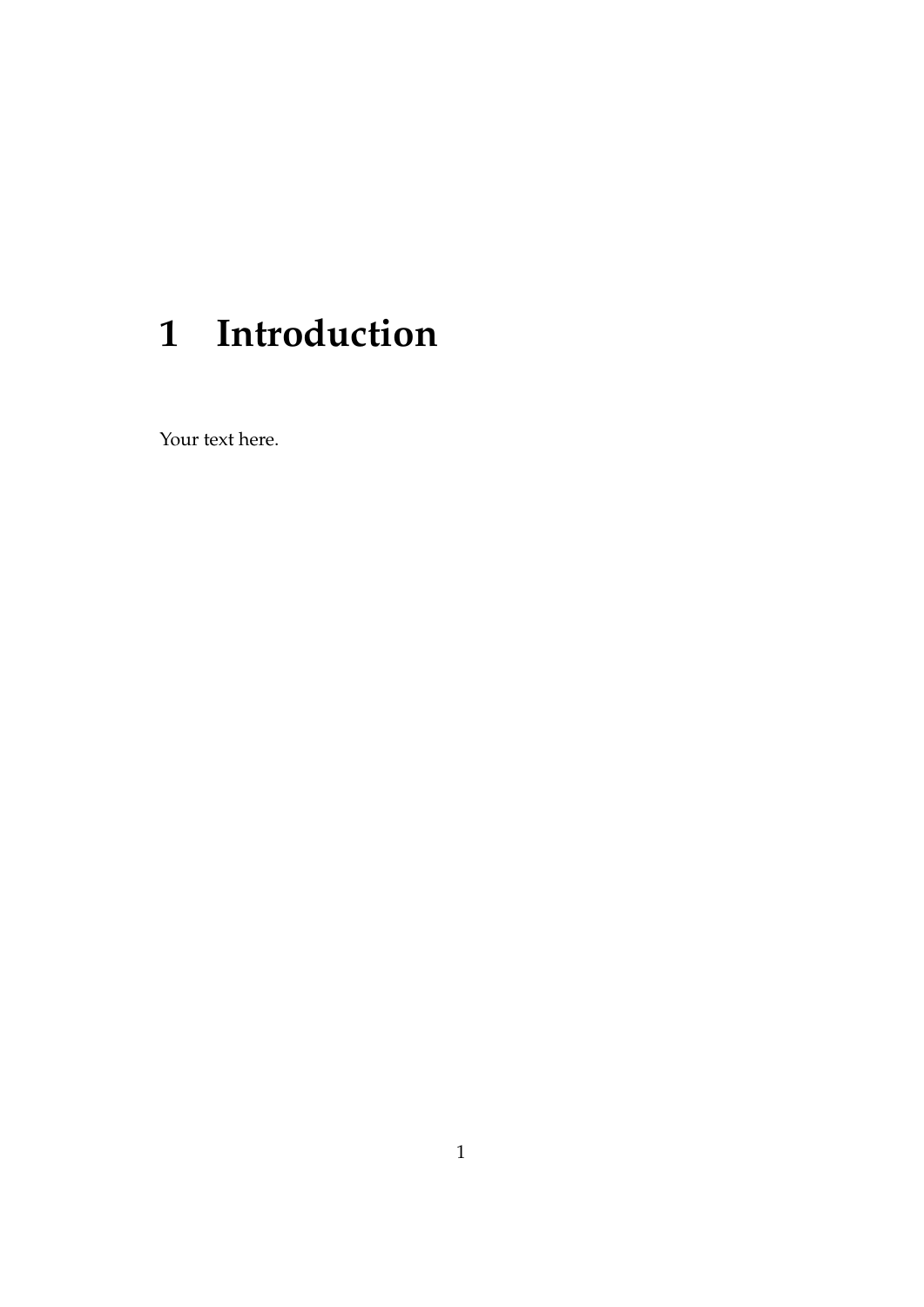# 1 Introduction

Your text here.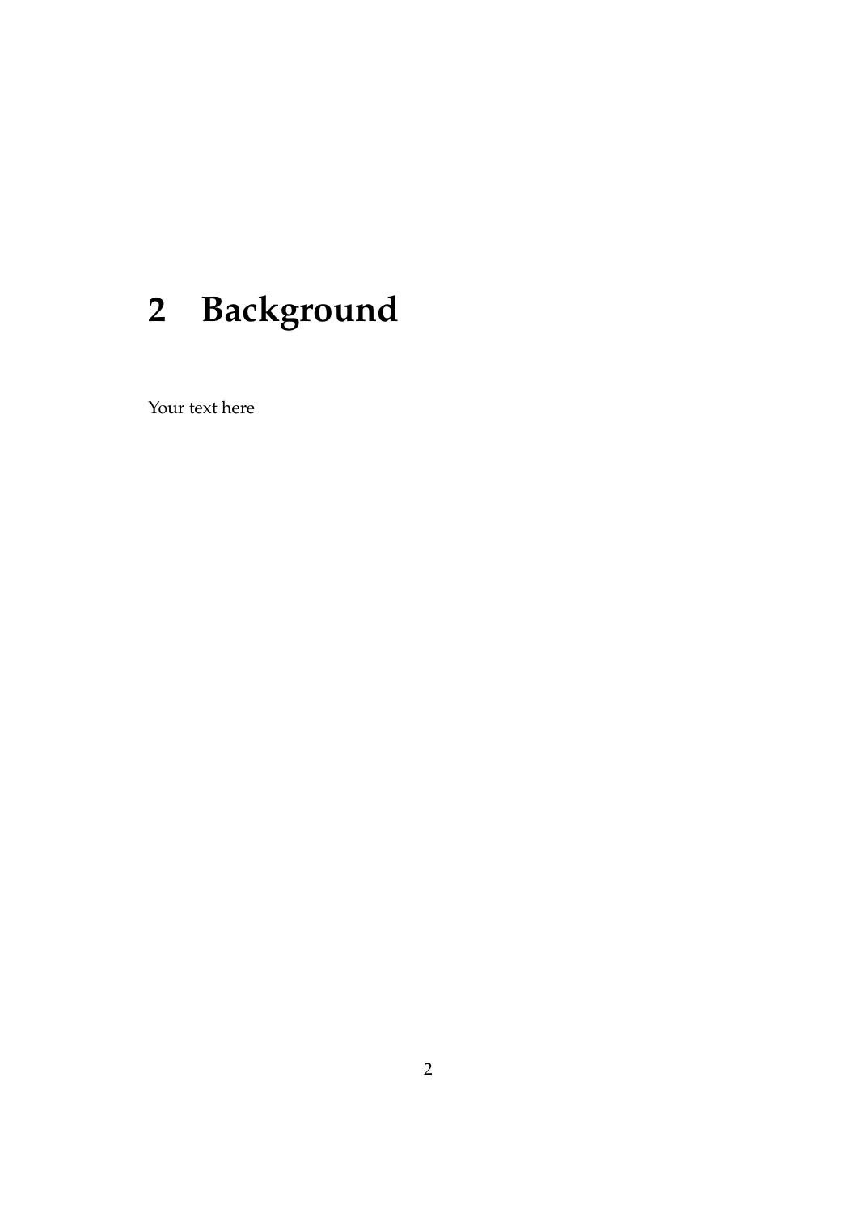# 2 Background

Your text here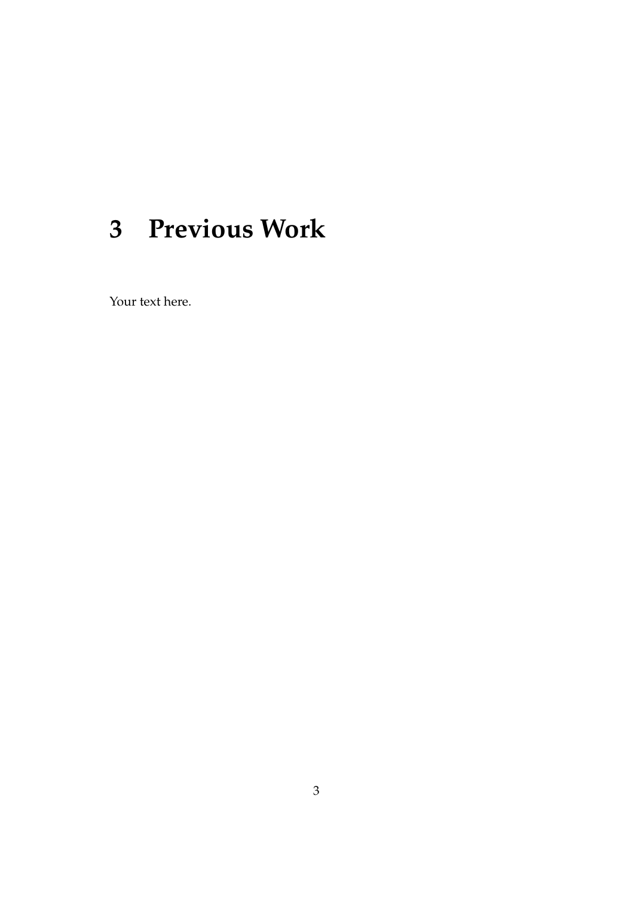# 3 Previous Work

Your text here.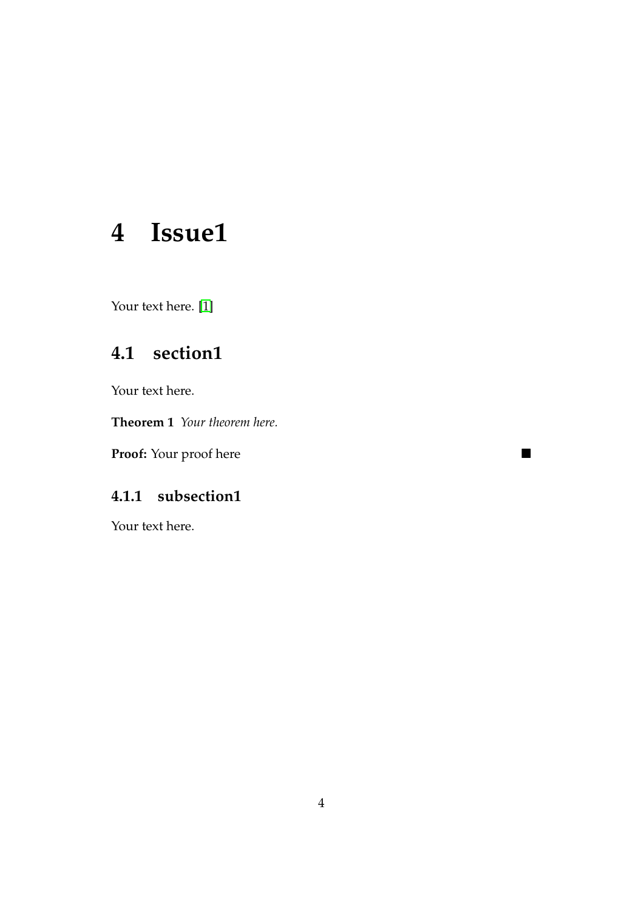# 4 Issue1

Your text here. [1]

## 4.1 section1

Your text here.

**Theorem 1** *Your theorem here.*

**Proof:** Your proof here ■

### 4.1.1 subsection1

Your text here.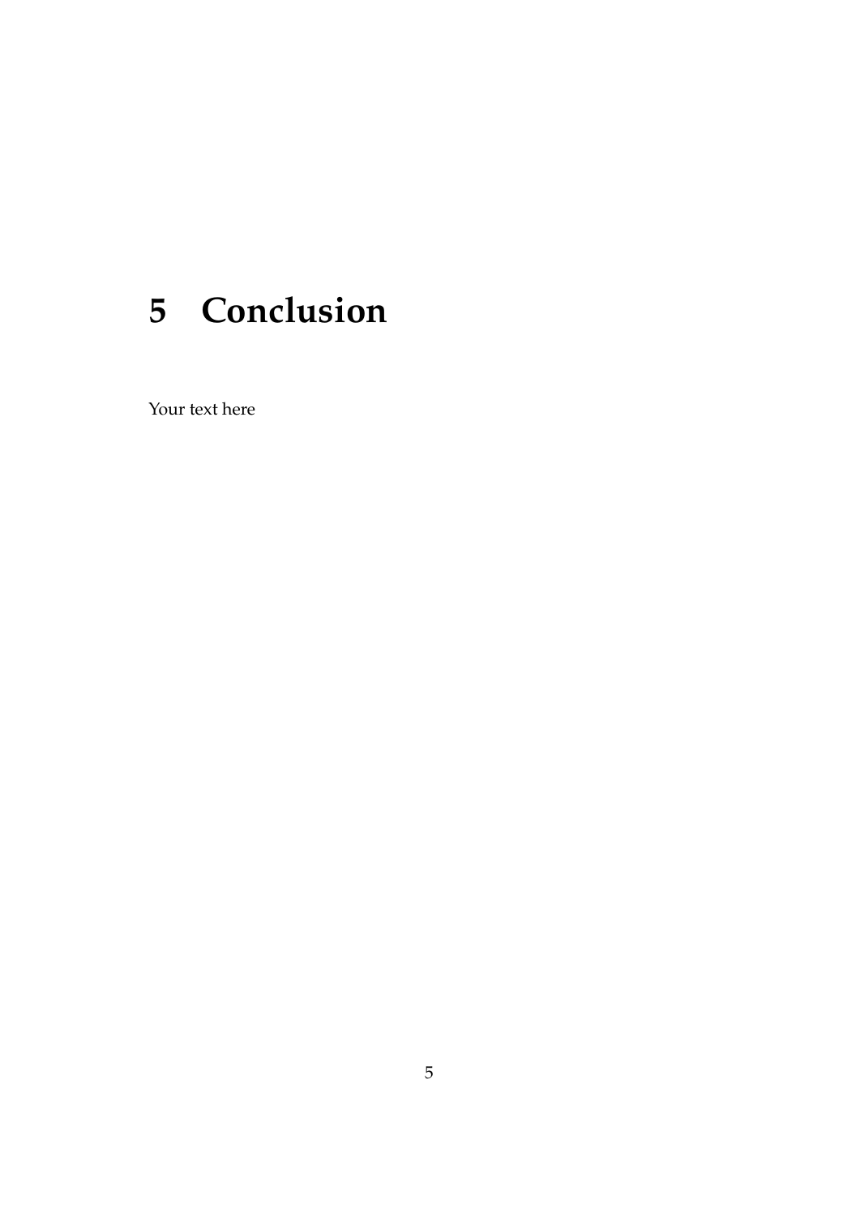# 5 Conclusion

Your text here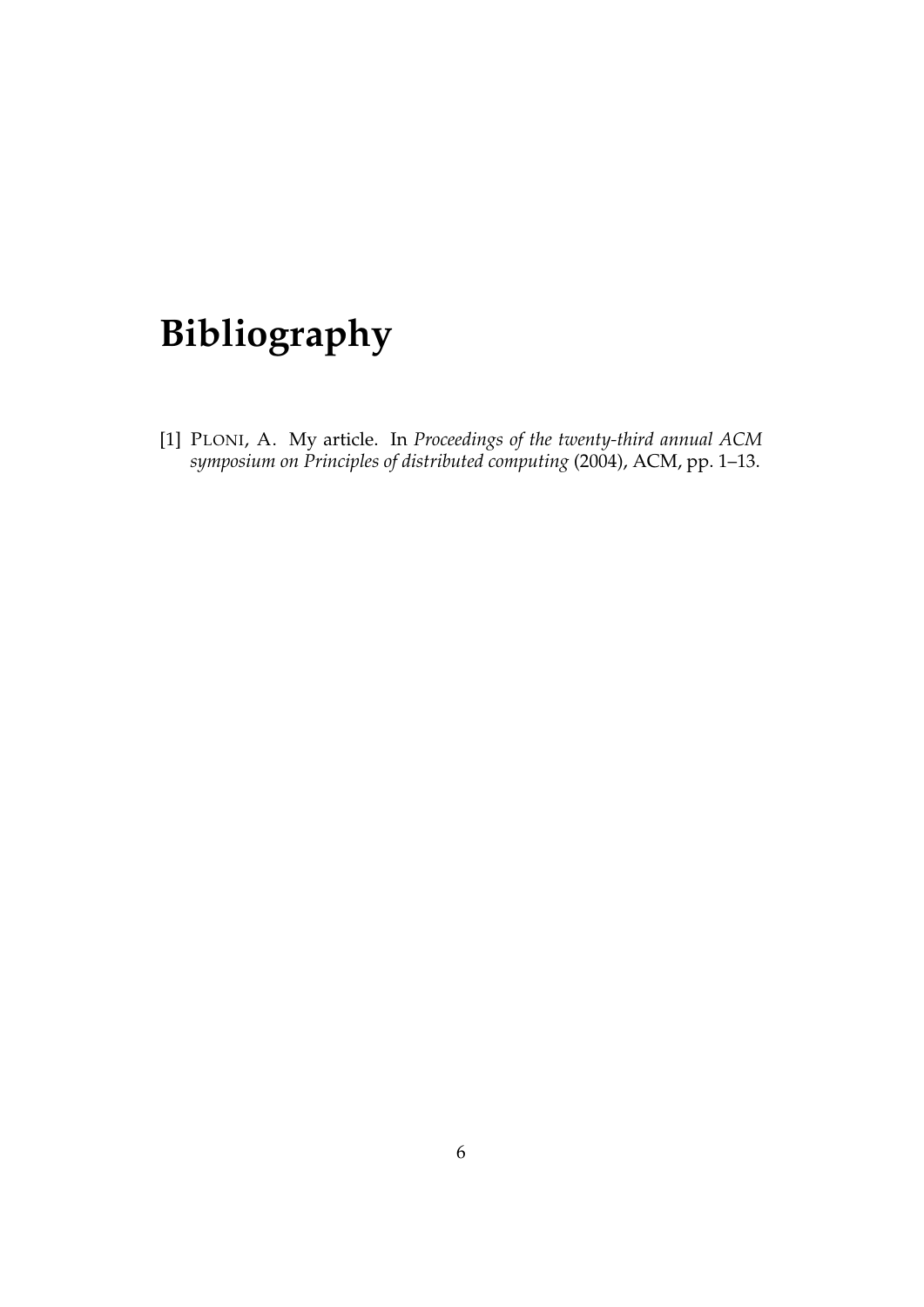# Bibliography

[1] PLONI, A. My article. In *Proceedings of the twenty-third annual ACM symposium on Principles of distributed computing* (2004), ACM, pp. 1–13.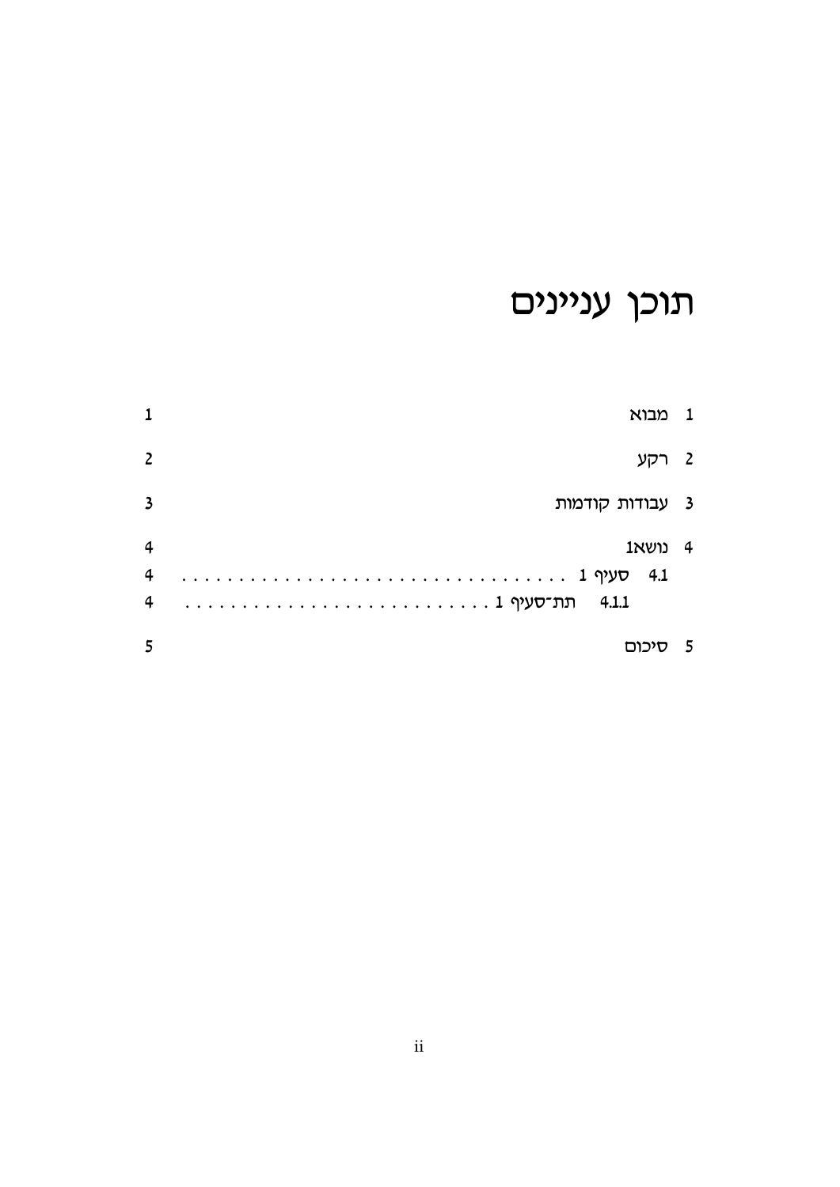# תוכן עניינים

1 מבוא 1

2 רקע 2

3 עבודות קודמות 3

4 נושא1 4

4.1 סעיף 1 . . . . . . . . . . . . . . . . . . . . . . . . . . . . . . . . 4

4.1.1 תת־סעיף 1 . . . . . . . . . . . . . . . . . . . . . . . . . . . 4

5 סיכום 5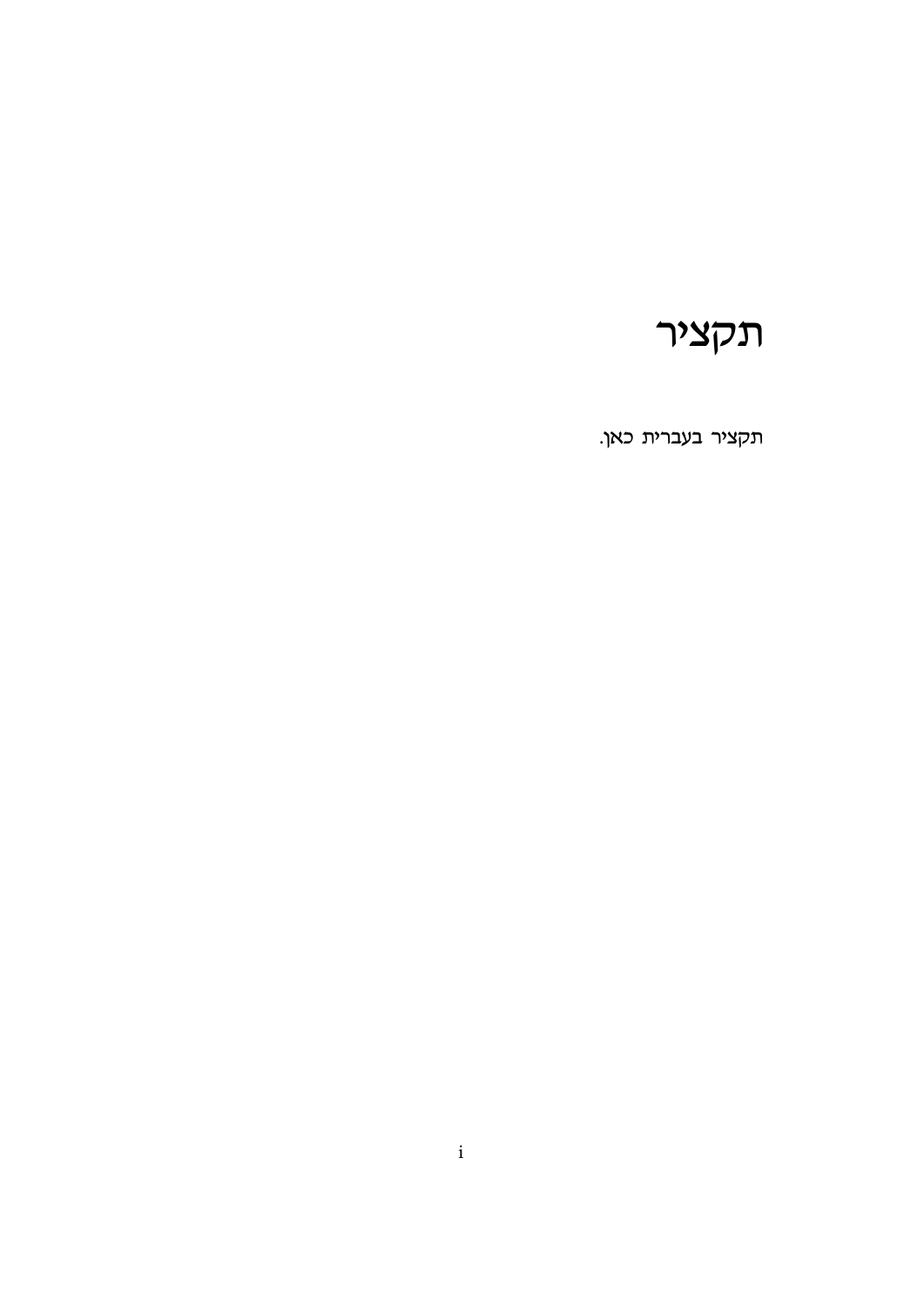# תקציר

תקציר בעברית כאן.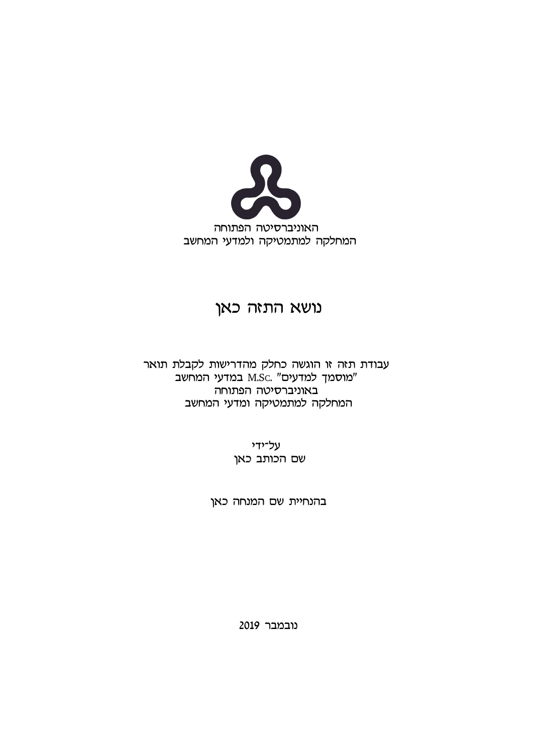האוניברסיטה הפתוחה

המחלקה למתמטיקה ולמדעי המחשב

# נושא התזה כאן

עבודת תזה זו הוגשה כחלק מהדרישות לקבלת תואר

"מוסמך למדעים" M.Sc. במדעי המחשב

באוניברסיטה הפתוחה

המחלקה למתמטיקה ומדעי המחשב

על־ידי

שם הכותב כאן

בהנחיית שם המנחה כאן

נובמבר 2019